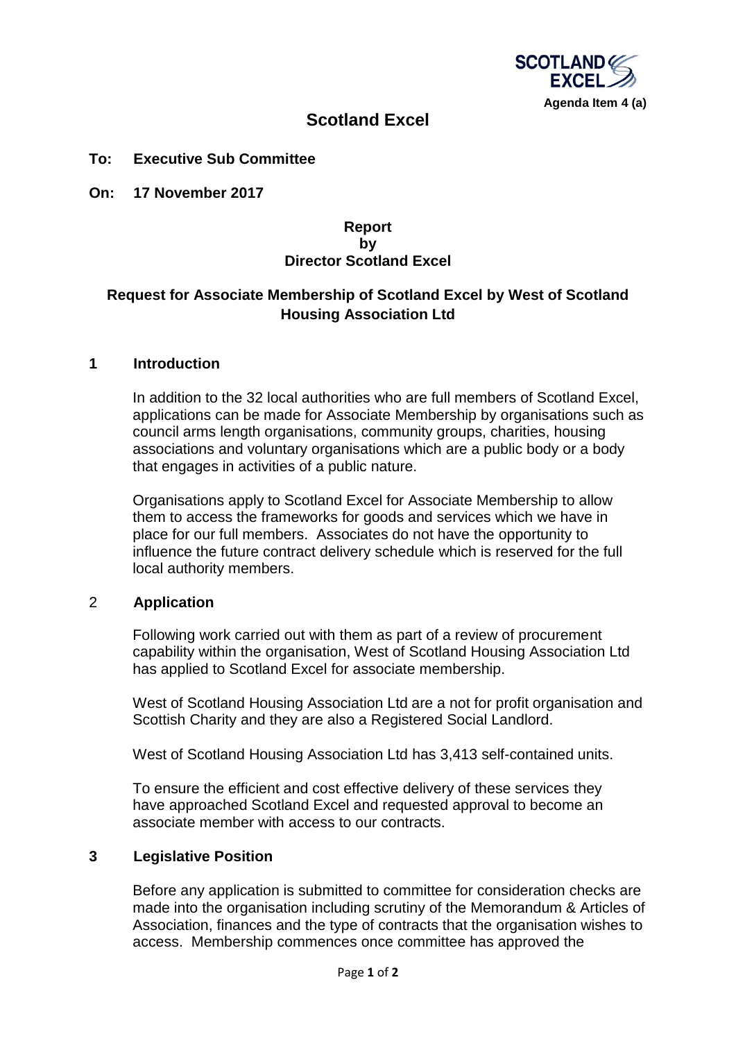Agenda Item 4 (a)

# Scotland Excel

**To: Executive Sub Committee**

**On: 17 November 2017**

**Report**
**by**
**Director Scotland Excel**

## Request for Associate Membership of Scotland Excel by West of Scotland Housing Association Ltd

### 1 Introduction

In addition to the 32 local authorities who are full members of Scotland Excel, applications can be made for Associate Membership by organisations such as council arms length organisations, community groups, charities, housing associations and voluntary organisations which are a public body or a body that engages in activities of a public nature.

Organisations apply to Scotland Excel for Associate Membership to allow them to access the frameworks for goods and services which we have in place for our full members. Associates do not have the opportunity to influence the future contract delivery schedule which is reserved for the full local authority members.

### 2 Application

Following work carried out with them as part of a review of procurement capability within the organisation, West of Scotland Housing Association Ltd has applied to Scotland Excel for associate membership.

West of Scotland Housing Association Ltd are a not for profit organisation and Scottish Charity and they are also a Registered Social Landlord.

West of Scotland Housing Association Ltd has 3,413 self-contained units.

To ensure the efficient and cost effective delivery of these services they have approached Scotland Excel and requested approval to become an associate member with access to our contracts.

### 3 Legislative Position

Before any application is submitted to committee for consideration checks are made into the organisation including scrutiny of the Memorandum & Articles of Association, finances and the type of contracts that the organisation wishes to access. Membership commences once committee has approved the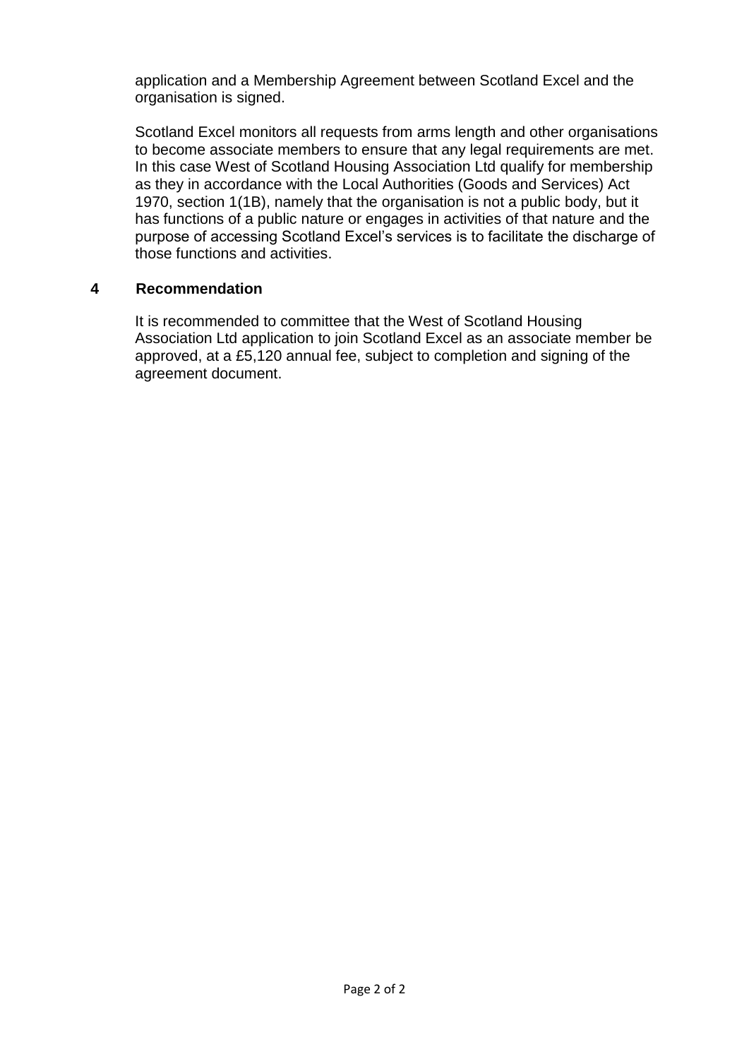application and a Membership Agreement between Scotland Excel and the organisation is signed.

Scotland Excel monitors all requests from arms length and other organisations to become associate members to ensure that any legal requirements are met. In this case West of Scotland Housing Association Ltd qualify for membership as they in accordance with the Local Authorities (Goods and Services) Act 1970, section 1(1B), namely that the organisation is not a public body, but it has functions of a public nature or engages in activities of that nature and the purpose of accessing Scotland Excel's services is to facilitate the discharge of those functions and activities.

## 4 Recommendation

It is recommended to committee that the West of Scotland Housing Association Ltd application to join Scotland Excel as an associate member be approved, at a £5,120 annual fee, subject to completion and signing of the agreement document.